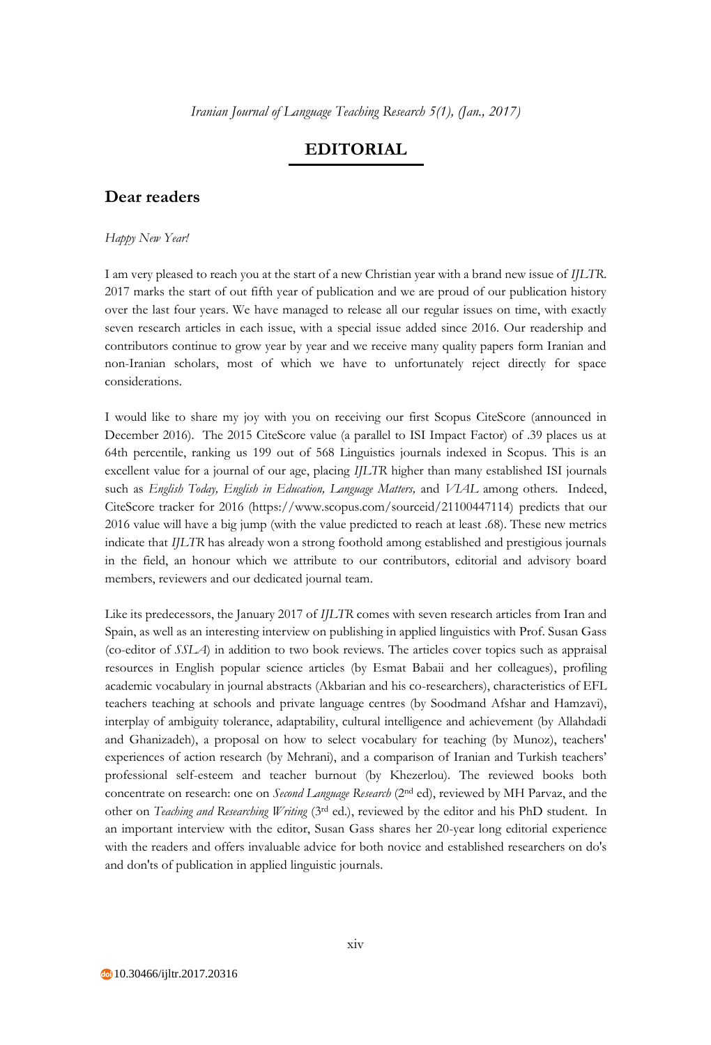# EDITORIAL

## Dear readers

*Happy New Year!*

I am very pleased to reach you at the start of a new Christian year with a brand new issue of *IJLTR*. 2017 marks the start of out fifth year of publication and we are proud of our publication history over the last four years. We have managed to release all our regular issues on time, with exactly seven research articles in each issue, with a special issue added since 2016. Our readership and contributors continue to grow year by year and we receive many quality papers form Iranian and non-Iranian scholars, most of which we have to unfortunately reject directly for space considerations.

I would like to share my joy with you on receiving our first Scopus CiteScore (announced in December 2016). The 2015 CiteScore value (a parallel to ISI Impact Factor) of .39 places us at 64th percentile, ranking us 199 out of 568 Linguistics journals indexed in Scopus. This is an excellent value for a journal of our age, placing *IJLTR* higher than many established ISI journals such as *English Today, English in Education, Language Matters,* and *VIAL* among others. Indeed, CiteScore tracker for 2016 (https://www.scopus.com/sourceid/21100447114) predicts that our 2016 value will have a big jump (with the value predicted to reach at least .68). These new metrics indicate that *IJLTR* has already won a strong foothold among established and prestigious journals in the field, an honour which we attribute to our contributors, editorial and advisory board members, reviewers and our dedicated journal team.

Like its predecessors, the January 2017 of *IJLTR* comes with seven research articles from Iran and Spain, as well as an interesting interview on publishing in applied linguistics with Prof. Susan Gass (co-editor of *SSLA*) in addition to two book reviews. The articles cover topics such as appraisal resources in English popular science articles (by Esmat Babaii and her colleagues), profiling academic vocabulary in journal abstracts (Akbarian and his co-researchers), characteristics of EFL teachers teaching at schools and private language centres (by Soodmand Afshar and Hamzavi), interplay of ambiguity tolerance, adaptability, cultural intelligence and achievement (by Allahdadi and Ghanizadeh), a proposal on how to select vocabulary for teaching (by Munoz), teachers' experiences of action research (by Mehrani), and a comparison of Iranian and Turkish teachers' professional self-esteem and teacher burnout (by Khezerlou). The reviewed books both concentrate on research: one on *Second Language Research* (2nd ed), reviewed by MH Parvaz, and the other on *Teaching and Researching Writing* (3rd ed.), reviewed by the editor and his PhD student. In an important interview with the editor, Susan Gass shares her 20-year long editorial experience with the readers and offers invaluable advice for both novice and established researchers on do's and don'ts of publication in applied linguistic journals.

10.30466/ijltr.2017.20316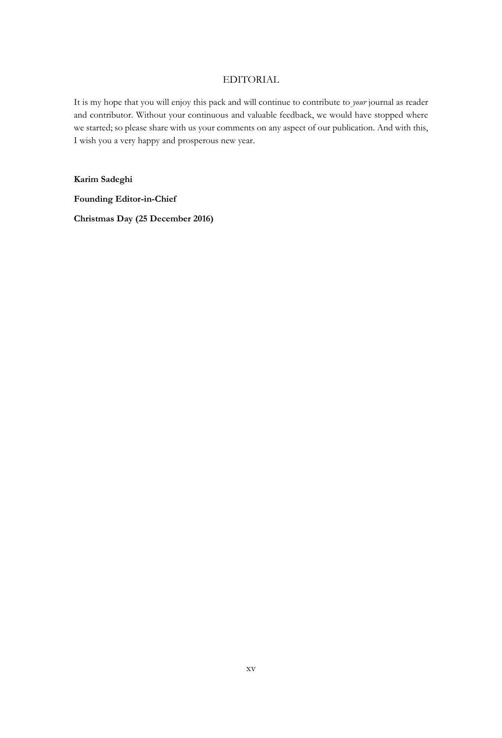# EDITORIAL

It is my hope that you will enjoy this pack and will continue to contribute to *your* journal as reader and contributor. Without your continuous and valuable feedback, we would have stopped where we started; so please share with us your comments on any aspect of our publication. And with this, I wish you a very happy and prosperous new year.

**Karim Sadeghi**

**Founding Editor-in-Chief**

**Christmas Day (25 December 2016)**